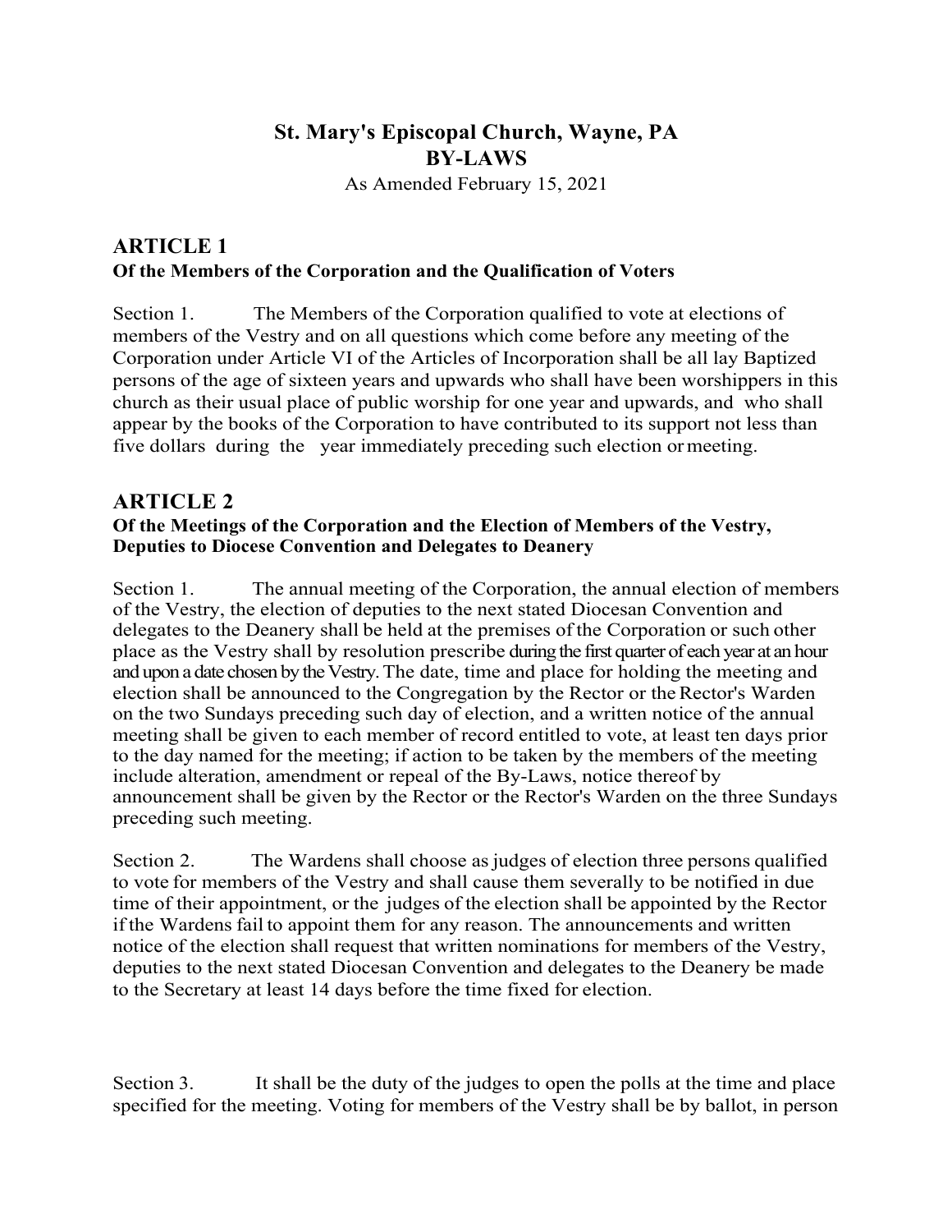# St. Mary's Episcopal Church, Wayne, PA
# BY-LAWS

As Amended February 15, 2021

## ARTICLE 1

### Of the Members of the Corporation and the Qualification of Voters

Section 1. The Members of the Corporation qualified to vote at elections of members of the Vestry and on all questions which come before any meeting of the Corporation under Article VI of the Articles of Incorporation shall be all lay Baptized persons of the age of sixteen years and upwards who shall have been worshippers in this church as their usual place of public worship for one year and upwards, and who shall appear by the books of the Corporation to have contributed to its support not less than five dollars during the year immediately preceding such election or meeting.

## ARTICLE 2

### Of the Meetings of the Corporation and the Election of Members of the Vestry, Deputies to Diocese Convention and Delegates to Deanery

Section 1. The annual meeting of the Corporation, the annual election of members of the Vestry, the election of deputies to the next stated Diocesan Convention and delegates to the Deanery shall be held at the premises of the Corporation or such other place as the Vestry shall by resolution prescribe during the first quarter of each year at an hour and upon a date chosen by the Vestry. The date, time and place for holding the meeting and election shall be announced to the Congregation by the Rector or the Rector's Warden on the two Sundays preceding such day of election, and a written notice of the annual meeting shall be given to each member of record entitled to vote, at least ten days prior to the day named for the meeting; if action to be taken by the members of the meeting include alteration, amendment or repeal of the By-Laws, notice thereof by announcement shall be given by the Rector or the Rector's Warden on the three Sundays preceding such meeting.

Section 2. The Wardens shall choose as judges of election three persons qualified to vote for members of the Vestry and shall cause them severally to be notified in due time of their appointment, or the judges of the election shall be appointed by the Rector if the Wardens fail to appoint them for any reason. The announcements and written notice of the election shall request that written nominations for members of the Vestry, deputies to the next stated Diocesan Convention and delegates to the Deanery be made to the Secretary at least 14 days before the time fixed for election.

Section 3. It shall be the duty of the judges to open the polls at the time and place specified for the meeting. Voting for members of the Vestry shall be by ballot, in person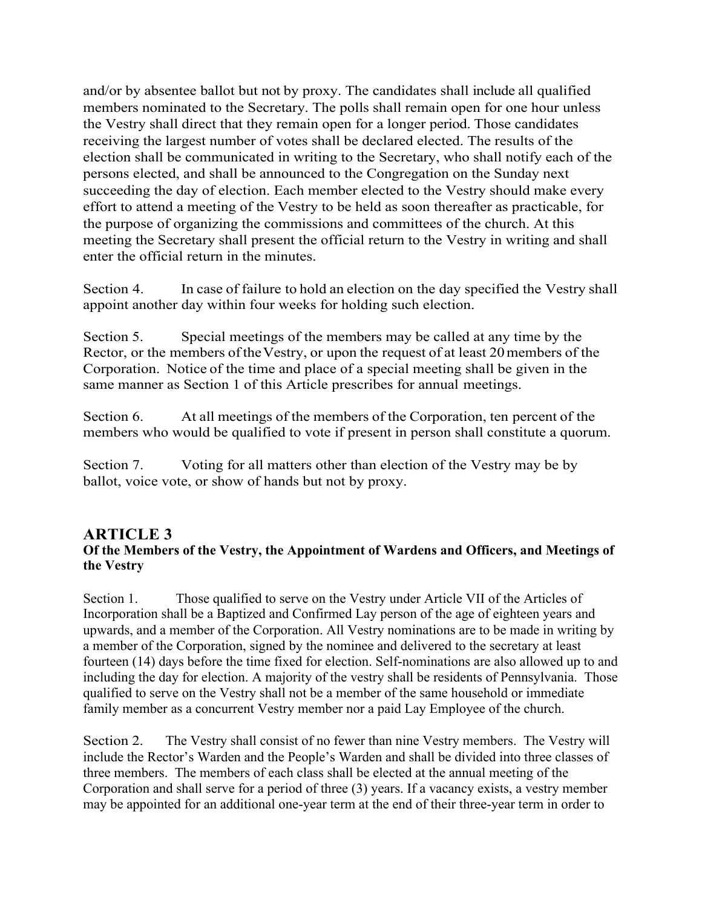and/or by absentee ballot but not by proxy. The candidates shall include all qualified members nominated to the Secretary. The polls shall remain open for one hour unless the Vestry shall direct that they remain open for a longer period. Those candidates receiving the largest number of votes shall be declared elected. The results of the election shall be communicated in writing to the Secretary, who shall notify each of the persons elected, and shall be announced to the Congregation on the Sunday next succeeding the day of election. Each member elected to the Vestry should make every effort to attend a meeting of the Vestry to be held as soon thereafter as practicable, for the purpose of organizing the commissions and committees of the church. At this meeting the Secretary shall present the official return to the Vestry in writing and shall enter the official return in the minutes.

Section 4. In case of failure to hold an election on the day specified the Vestry shall appoint another day within four weeks for holding such election.

Section 5. Special meetings of the members may be called at any time by the Rector, or the members of the Vestry, or upon the request of at least 20 members of the Corporation. Notice of the time and place of a special meeting shall be given in the same manner as Section 1 of this Article prescribes for annual meetings.

Section 6. At all meetings of the members of the Corporation, ten percent of the members who would be qualified to vote if present in person shall constitute a quorum.

Section 7. Voting for all matters other than election of the Vestry may be by ballot, voice vote, or show of hands but not by proxy.

## ARTICLE 3

### Of the Members of the Vestry, the Appointment of Wardens and Officers, and Meetings of the Vestry

Section 1. Those qualified to serve on the Vestry under Article VII of the Articles of Incorporation shall be a Baptized and Confirmed Lay person of the age of eighteen years and upwards, and a member of the Corporation. All Vestry nominations are to be made in writing by a member of the Corporation, signed by the nominee and delivered to the secretary at least fourteen (14) days before the time fixed for election. Self-nominations are also allowed up to and including the day for election. A majority of the vestry shall be residents of Pennsylvania. Those qualified to serve on the Vestry shall not be a member of the same household or immediate family member as a concurrent Vestry member nor a paid Lay Employee of the church.

Section 2. The Vestry shall consist of no fewer than nine Vestry members. The Vestry will include the Rector's Warden and the People's Warden and shall be divided into three classes of three members. The members of each class shall be elected at the annual meeting of the Corporation and shall serve for a period of three (3) years. If a vacancy exists, a vestry member may be appointed for an additional one-year term at the end of their three-year term in order to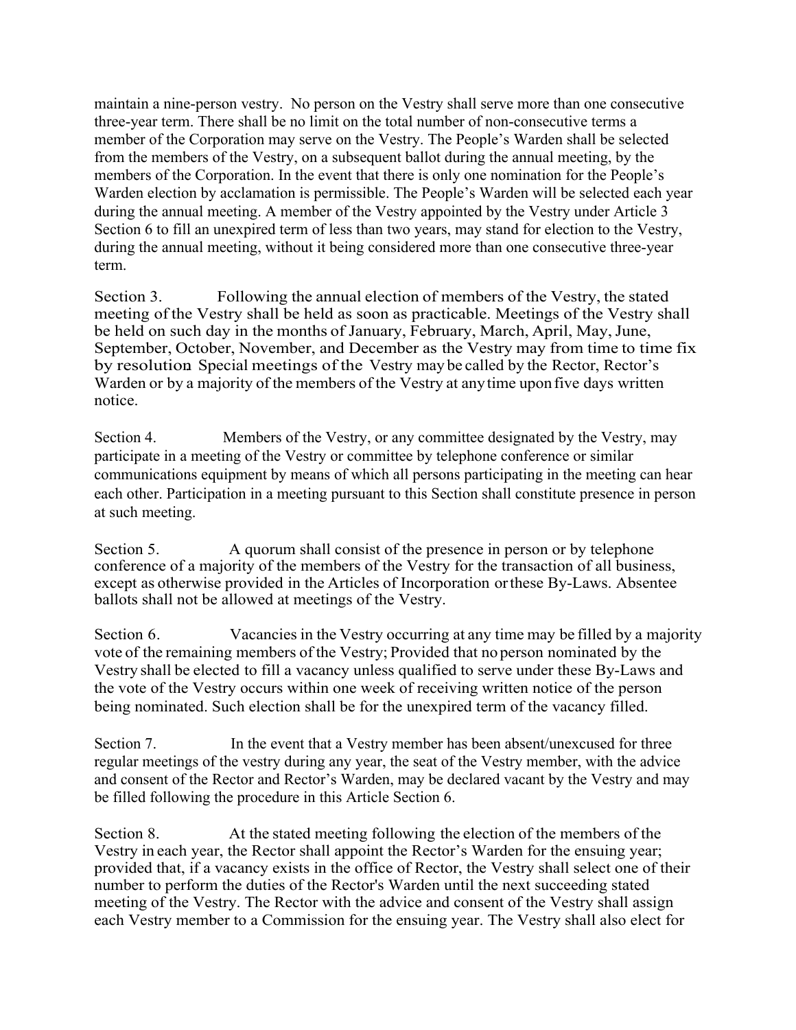maintain a nine-person vestry. No person on the Vestry shall serve more than one consecutive three-year term. There shall be no limit on the total number of non-consecutive terms a member of the Corporation may serve on the Vestry. The People's Warden shall be selected from the members of the Vestry, on a subsequent ballot during the annual meeting, by the members of the Corporation. In the event that there is only one nomination for the People's Warden election by acclamation is permissible. The People's Warden will be selected each year during the annual meeting. A member of the Vestry appointed by the Vestry under Article 3 Section 6 to fill an unexpired term of less than two years, may stand for election to the Vestry, during the annual meeting, without it being considered more than one consecutive three-year term.

Section 3. Following the annual election of members of the Vestry, the stated meeting of the Vestry shall be held as soon as practicable. Meetings of the Vestry shall be held on such day in the months of January, February, March, April, May, June, September, October, November, and December as the Vestry may from time to time fix by resolution. Special meetings of the Vestry may be called by the Rector, Rector's Warden or by a majority of the members of the Vestry at any time upon five days written notice.

Section 4. Members of the Vestry, or any committee designated by the Vestry, may participate in a meeting of the Vestry or committee by telephone conference or similar communications equipment by means of which all persons participating in the meeting can hear each other. Participation in a meeting pursuant to this Section shall constitute presence in person at such meeting.

Section 5. A quorum shall consist of the presence in person or by telephone conference of a majority of the members of the Vestry for the transaction of all business, except as otherwise provided in the Articles of Incorporation or these By-Laws. Absentee ballots shall not be allowed at meetings of the Vestry.

Section 6. Vacancies in the Vestry occurring at any time may be filled by a majority vote of the remaining members of the Vestry; Provided that no person nominated by the Vestry shall be elected to fill a vacancy unless qualified to serve under these By-Laws and the vote of the Vestry occurs within one week of receiving written notice of the person being nominated. Such election shall be for the unexpired term of the vacancy filled.

Section 7. In the event that a Vestry member has been absent/unexcused for three regular meetings of the vestry during any year, the seat of the Vestry member, with the advice and consent of the Rector and Rector's Warden, may be declared vacant by the Vestry and may be filled following the procedure in this Article Section 6.

Section 8. At the stated meeting following the election of the members of the Vestry in each year, the Rector shall appoint the Rector's Warden for the ensuing year; provided that, if a vacancy exists in the office of Rector, the Vestry shall select one of their number to perform the duties of the Rector's Warden until the next succeeding stated meeting of the Vestry. The Rector with the advice and consent of the Vestry shall assign each Vestry member to a Commission for the ensuing year. The Vestry shall also elect for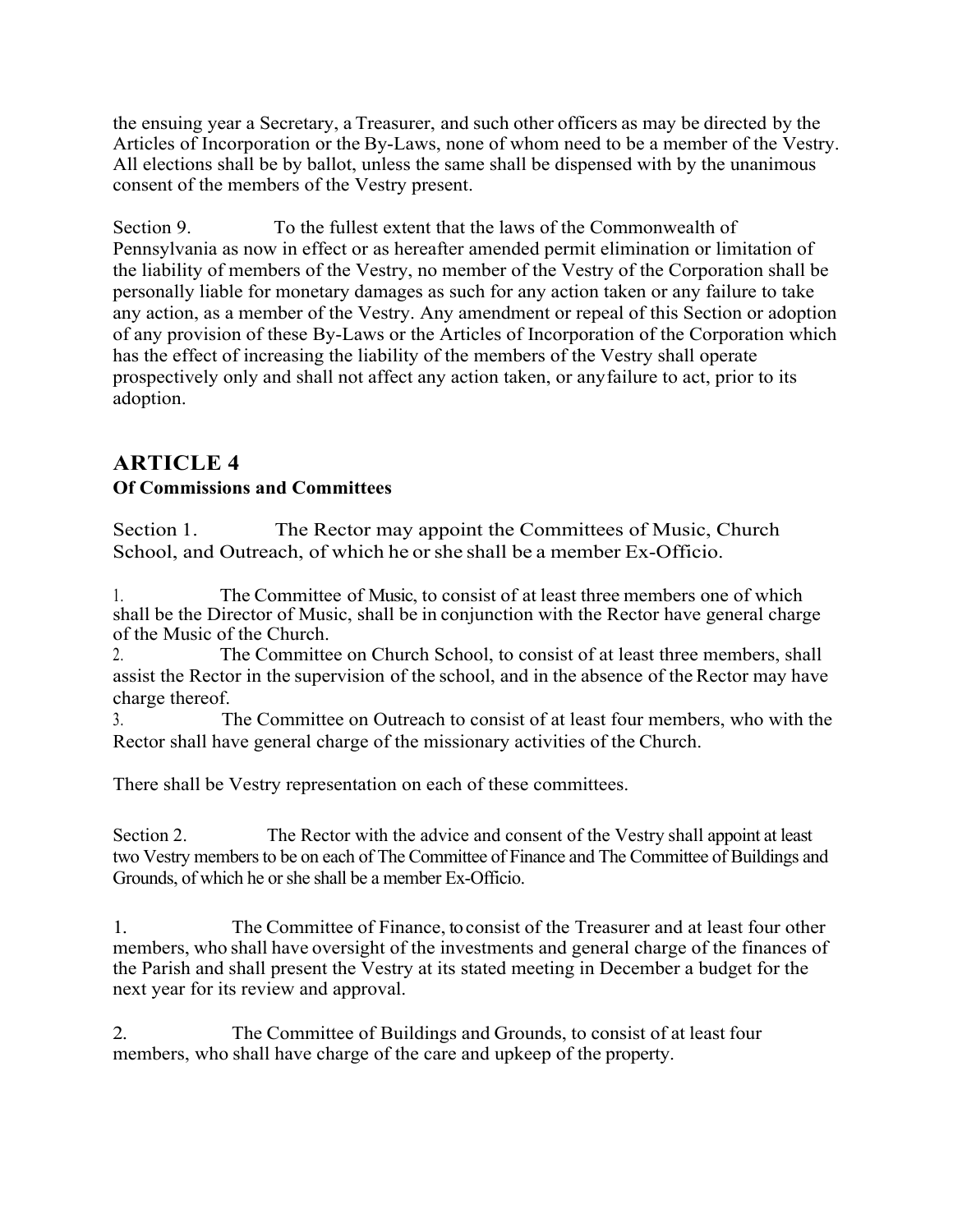the ensuing year a Secretary, a Treasurer, and such other officers as may be directed by the Articles of Incorporation or the By-Laws, none of whom need to be a member of the Vestry. All elections shall be by ballot, unless the same shall be dispensed with by the unanimous consent of the members of the Vestry present.

Section 9. To the fullest extent that the laws of the Commonwealth of Pennsylvania as now in effect or as hereafter amended permit elimination or limitation of the liability of members of the Vestry, no member of the Vestry of the Corporation shall be personally liable for monetary damages as such for any action taken or any failure to take any action, as a member of the Vestry. Any amendment or repeal of this Section or adoption of any provision of these By-Laws or the Articles of Incorporation of the Corporation which has the effect of increasing the liability of the members of the Vestry shall operate prospectively only and shall not affect any action taken, or anyfailure to act, prior to its adoption.

## ARTICLE 4

**Of Commissions and Committees**

Section 1. The Rector may appoint the Committees of Music, Church School, and Outreach, of which he or she shall be a member Ex-Officio.

1. The Committee of Music, to consist of at least three members one of which shall be the Director of Music, shall be in conjunction with the Rector have general charge of the Music of the Church.
2. The Committee on Church School, to consist of at least three members, shall assist the Rector in the supervision of the school, and in the absence of the Rector may have charge thereof.
3. The Committee on Outreach to consist of at least four members, who with the Rector shall have general charge of the missionary activities of the Church.

There shall be Vestry representation on each of these committees.

Section 2. The Rector with the advice and consent of the Vestry shall appoint at least two Vestry members to be on each of The Committee of Finance and The Committee of Buildings and Grounds, of which he or she shall be a member Ex-Officio.

1. The Committee of Finance, to consist of the Treasurer and at least four other members, who shall have oversight of the investments and general charge of the finances of the Parish and shall present the Vestry at its stated meeting in December a budget for the next year for its review and approval.

2. The Committee of Buildings and Grounds, to consist of at least four members, who shall have charge of the care and upkeep of the property.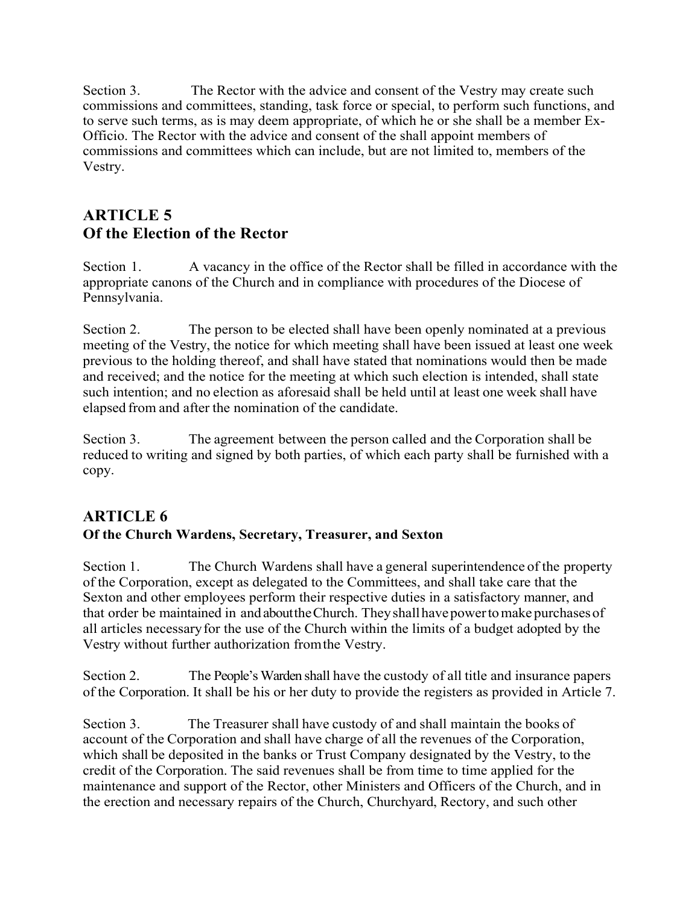Section 3. The Rector with the advice and consent of the Vestry may create such commissions and committees, standing, task force or special, to perform such functions, and to serve such terms, as is may deem appropriate, of which he or she shall be a member Ex-Officio. The Rector with the advice and consent of the shall appoint members of commissions and committees which can include, but are not limited to, members of the Vestry.

## ARTICLE 5
## Of the Election of the Rector

Section 1. A vacancy in the office of the Rector shall be filled in accordance with the appropriate canons of the Church and in compliance with procedures of the Diocese of Pennsylvania.

Section 2. The person to be elected shall have been openly nominated at a previous meeting of the Vestry, the notice for which meeting shall have been issued at least one week previous to the holding thereof, and shall have stated that nominations would then be made and received; and the notice for the meeting at which such election is intended, shall state such intention; and no election as aforesaid shall be held until at least one week shall have elapsed from and after the nomination of the candidate.

Section 3. The agreement between the person called and the Corporation shall be reduced to writing and signed by both parties, of which each party shall be furnished with a copy.

## ARTICLE 6
### Of the Church Wardens, Secretary, Treasurer, and Sexton

Section 1. The Church Wardens shall have a general superintendence of the property of the Corporation, except as delegated to the Committees, and shall take care that the Sexton and other employees perform their respective duties in a satisfactory manner, and that order be maintained in and about the Church. They shall have power to make purchases of all articles necessary for the use of the Church within the limits of a budget adopted by the Vestry without further authorization from the Vestry.

Section 2. The People's Warden shall have the custody of all title and insurance papers of the Corporation. It shall be his or her duty to provide the registers as provided in Article 7.

Section 3. The Treasurer shall have custody of and shall maintain the books of account of the Corporation and shall have charge of all the revenues of the Corporation, which shall be deposited in the banks or Trust Company designated by the Vestry, to the credit of the Corporation. The said revenues shall be from time to time applied for the maintenance and support of the Rector, other Ministers and Officers of the Church, and in the erection and necessary repairs of the Church, Churchyard, Rectory, and such other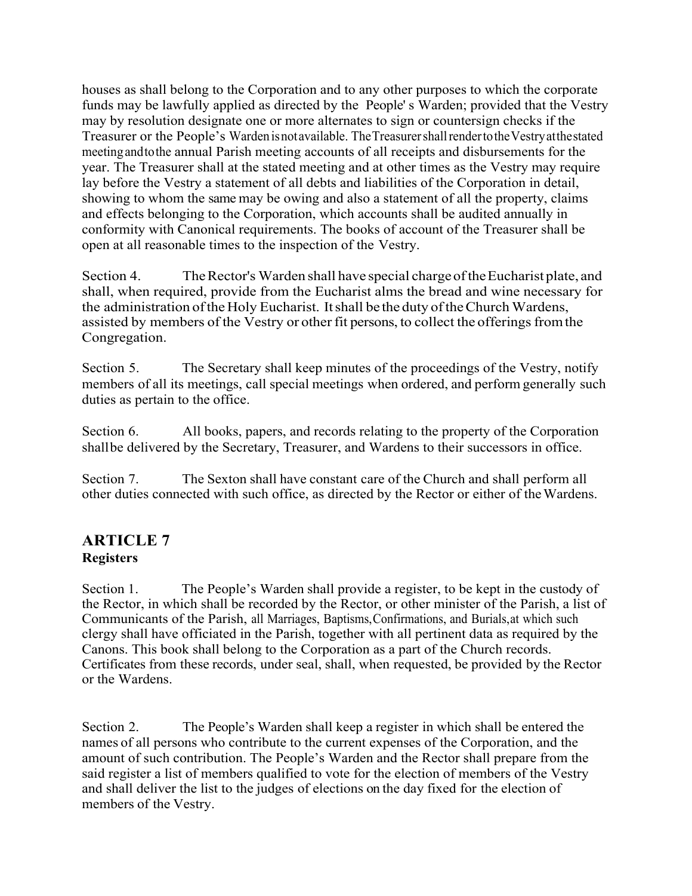houses as shall belong to the Corporation and to any other purposes to which the corporate funds may be lawfully applied as directed by the People' s Warden; provided that the Vestry may by resolution designate one or more alternates to sign or countersign checks if the Treasurer or the People's Warden is not available. The Treasurer shall render to the Vestry at the stated meeting and to the annual Parish meeting accounts of all receipts and disbursements for the year. The Treasurer shall at the stated meeting and at other times as the Vestry may require lay before the Vestry a statement of all debts and liabilities of the Corporation in detail, showing to whom the same may be owing and also a statement of all the property, claims and effects belonging to the Corporation, which accounts shall be audited annually in conformity with Canonical requirements. The books of account of the Treasurer shall be open at all reasonable times to the inspection of the Vestry.

Section 4. The Rector's Warden shall have special charge of the Eucharist plate, and shall, when required, provide from the Eucharist alms the bread and wine necessary for the administration of the Holy Eucharist. It shall be the duty of the Church Wardens, assisted by members of the Vestry or other fit persons, to collect the offerings from the Congregation.

Section 5. The Secretary shall keep minutes of the proceedings of the Vestry, notify members of all its meetings, call special meetings when ordered, and perform generally such duties as pertain to the office.

Section 6. All books, papers, and records relating to the property of the Corporation shall be delivered by the Secretary, Treasurer, and Wardens to their successors in office.

Section 7. The Sexton shall have constant care of the Church and shall perform all other duties connected with such office, as directed by the Rector or either of the Wardens.

## ARTICLE 7
**Registers**

Section 1. The People's Warden shall provide a register, to be kept in the custody of the Rector, in which shall be recorded by the Rector, or other minister of the Parish, a list of Communicants of the Parish, all Marriages, Baptisms, Confirmations, and Burials, at which such clergy shall have officiated in the Parish, together with all pertinent data as required by the Canons. This book shall belong to the Corporation as a part of the Church records. Certificates from these records, under seal, shall, when requested, be provided by the Rector or the Wardens.

Section 2. The People's Warden shall keep a register in which shall be entered the names of all persons who contribute to the current expenses of the Corporation, and the amount of such contribution. The People's Warden and the Rector shall prepare from the said register a list of members qualified to vote for the election of members of the Vestry and shall deliver the list to the judges of elections on the day fixed for the election of members of the Vestry.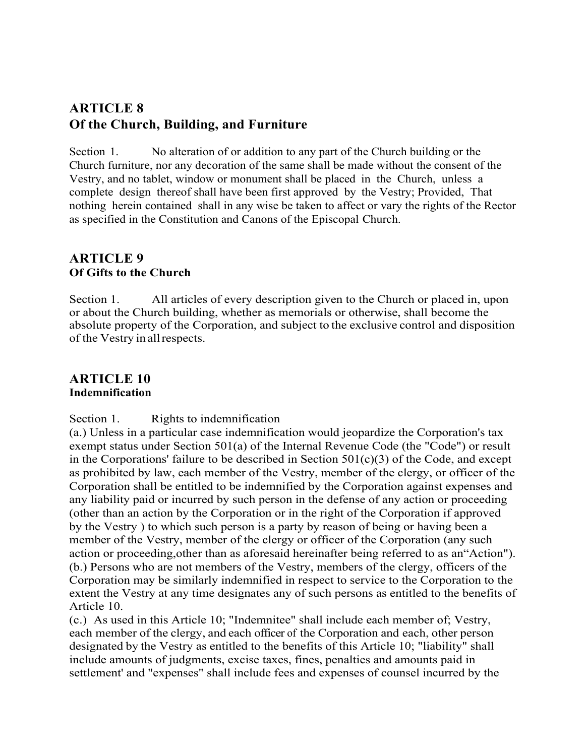## ARTICLE 8
## Of the Church, Building, and Furniture

Section 1. No alteration of or addition to any part of the Church building or the Church furniture, nor any decoration of the same shall be made without the consent of the Vestry, and no tablet, window or monument shall be placed in the Church, unless a complete design thereof shall have been first approved by the Vestry; Provided, That nothing herein contained shall in any wise be taken to affect or vary the rights of the Rector as specified in the Constitution and Canons of the Episcopal Church.

## ARTICLE 9
### Of Gifts to the Church

Section 1. All articles of every description given to the Church or placed in, upon or about the Church building, whether as memorials or otherwise, shall become the absolute property of the Corporation, and subject to the exclusive control and disposition of the Vestry in all respects.

## ARTICLE 10
### Indemnification

Section 1. Rights to indemnification

(a.) Unless in a particular case indemnification would jeopardize the Corporation's tax exempt status under Section 501(a) of the Internal Revenue Code (the "Code") or result in the Corporations' failure to be described in Section 501(c)(3) of the Code, and except as prohibited by law, each member of the Vestry, member of the clergy, or officer of the Corporation shall be entitled to be indemnified by the Corporation against expenses and any liability paid or incurred by such person in the defense of any action or proceeding (other than an action by the Corporation or in the right of the Corporation if approved by the Vestry ) to which such person is a party by reason of being or having been a member of the Vestry, member of the clergy or officer of the Corporation (any such action or proceeding,other than as aforesaid hereinafter being referred to as an"Action").

(b.) Persons who are not members of the Vestry, members of the clergy, officers of the Corporation may be similarly indemnified in respect to service to the Corporation to the extent the Vestry at any time designates any of such persons as entitled to the benefits of Article 10.

(c.) As used in this Article 10; "Indemnitee" shall include each member of; Vestry, each member of the clergy, and each officer of the Corporation and each, other person designated by the Vestry as entitled to the benefits of this Article 10; "liability" shall include amounts of judgments, excise taxes, fines, penalties and amounts paid in settlement' and "expenses" shall include fees and expenses of counsel incurred by the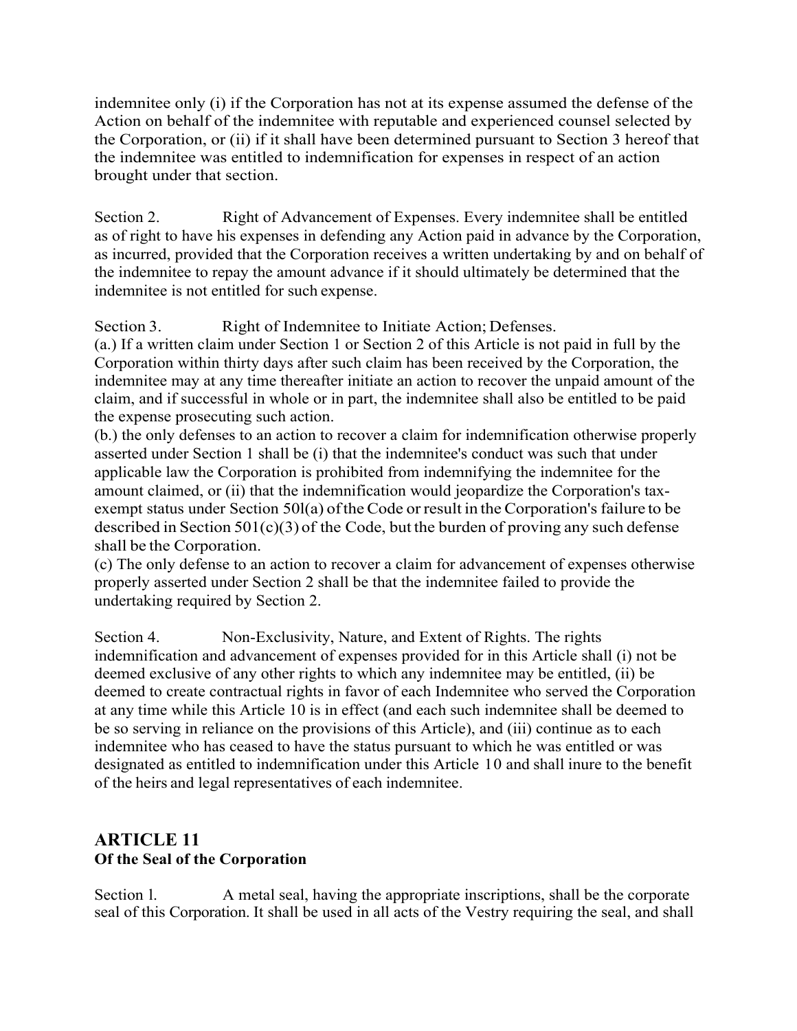indemnitee only (i) if the Corporation has not at its expense assumed the defense of the Action on behalf of the indemnitee with reputable and experienced counsel selected by the Corporation, or (ii) if it shall have been determined pursuant to Section 3 hereof that the indemnitee was entitled to indemnification for expenses in respect of an action brought under that section.

Section 2. Right of Advancement of Expenses. Every indemnitee shall be entitled as of right to have his expenses in defending any Action paid in advance by the Corporation, as incurred, provided that the Corporation receives a written undertaking by and on behalf of the indemnitee to repay the amount advance if it should ultimately be determined that the indemnitee is not entitled for such expense.

Section 3. Right of Indemnitee to Initiate Action; Defenses.
(a.) If a written claim under Section 1 or Section 2 of this Article is not paid in full by the Corporation within thirty days after such claim has been received by the Corporation, the indemnitee may at any time thereafter initiate an action to recover the unpaid amount of the claim, and if successful in whole or in part, the indemnitee shall also be entitled to be paid the expense prosecuting such action.
(b.) the only defenses to an action to recover a claim for indemnification otherwise properly asserted under Section 1 shall be (i) that the indemnitee's conduct was such that under applicable law the Corporation is prohibited from indemnifying the indemnitee for the amount claimed, or (ii) that the indemnification would jeopardize the Corporation's tax-exempt status under Section 50l(a) of the Code or result in the Corporation's failure to be described in Section 501(c)(3) of the Code, but the burden of proving any such defense shall be the Corporation.
(c) The only defense to an action to recover a claim for advancement of expenses otherwise properly asserted under Section 2 shall be that the indemnitee failed to provide the undertaking required by Section 2.

Section 4. Non-Exclusivity, Nature, and Extent of Rights. The rights indemnification and advancement of expenses provided for in this Article shall (i) not be deemed exclusive of any other rights to which any indemnitee may be entitled, (ii) be deemed to create contractual rights in favor of each Indemnitee who served the Corporation at any time while this Article 10 is in effect (and each such indemnitee shall be deemed to be so serving in reliance on the provisions of this Article), and (iii) continue as to each indemnitee who has ceased to have the status pursuant to which he was entitled or was designated as entitled to indemnification under this Article 10 and shall inure to the benefit of the heirs and legal representatives of each indemnitee.

## ARTICLE 11
**Of the Seal of the Corporation**

Section l. A metal seal, having the appropriate inscriptions, shall be the corporate seal of this Corporation. It shall be used in all acts of the Vestry requiring the seal, and shall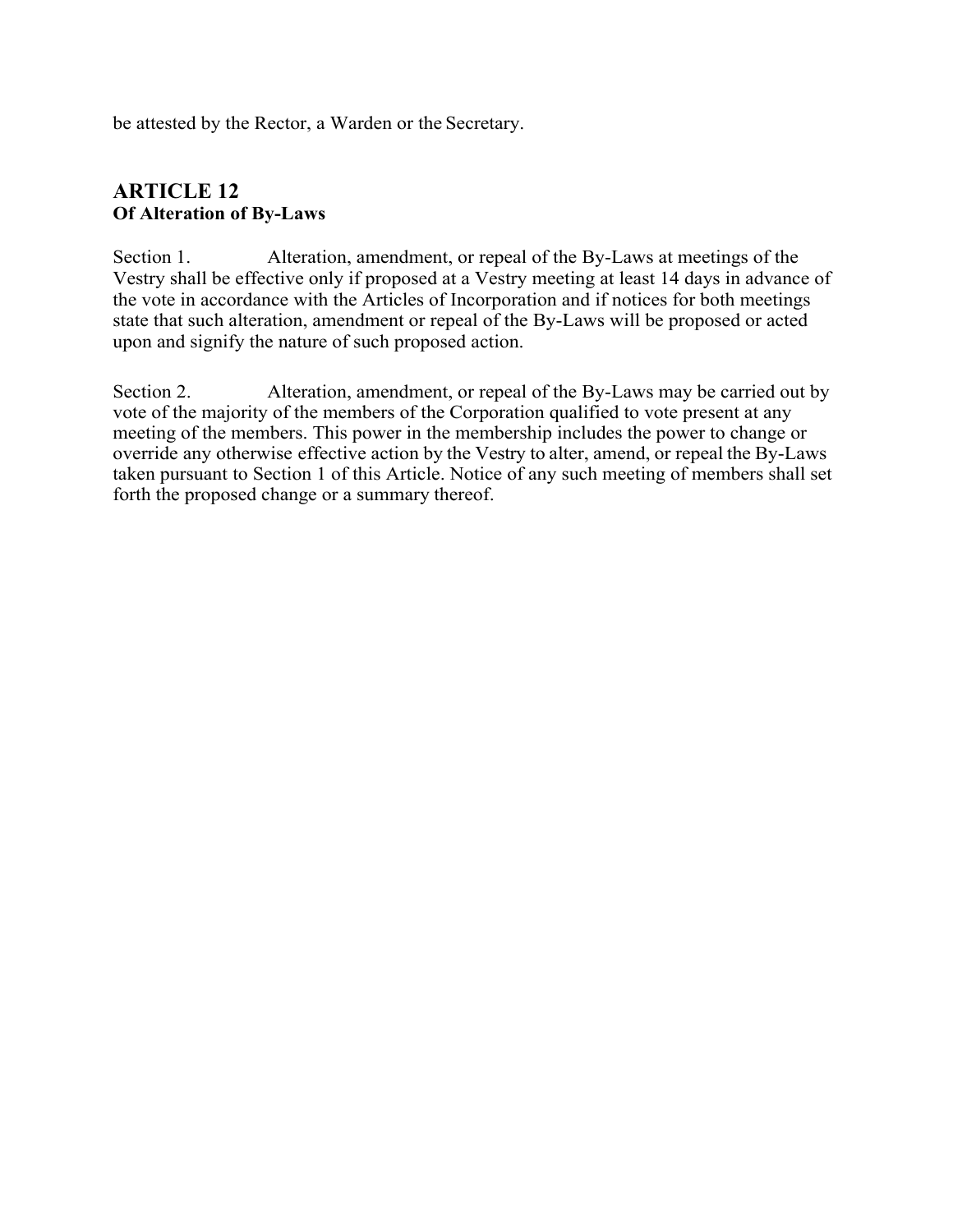be attested by the Rector, a Warden or the Secretary.

## ARTICLE 12
**Of Alteration of By-Laws**

Section 1. Alteration, amendment, or repeal of the By-Laws at meetings of the Vestry shall be effective only if proposed at a Vestry meeting at least 14 days in advance of the vote in accordance with the Articles of Incorporation and if notices for both meetings state that such alteration, amendment or repeal of the By-Laws will be proposed or acted upon and signify the nature of such proposed action.

Section 2. Alteration, amendment, or repeal of the By-Laws may be carried out by vote of the majority of the members of the Corporation qualified to vote present at any meeting of the members. This power in the membership includes the power to change or override any otherwise effective action by the Vestry to alter, amend, or repeal the By-Laws taken pursuant to Section 1 of this Article. Notice of any such meeting of members shall set forth the proposed change or a summary thereof.